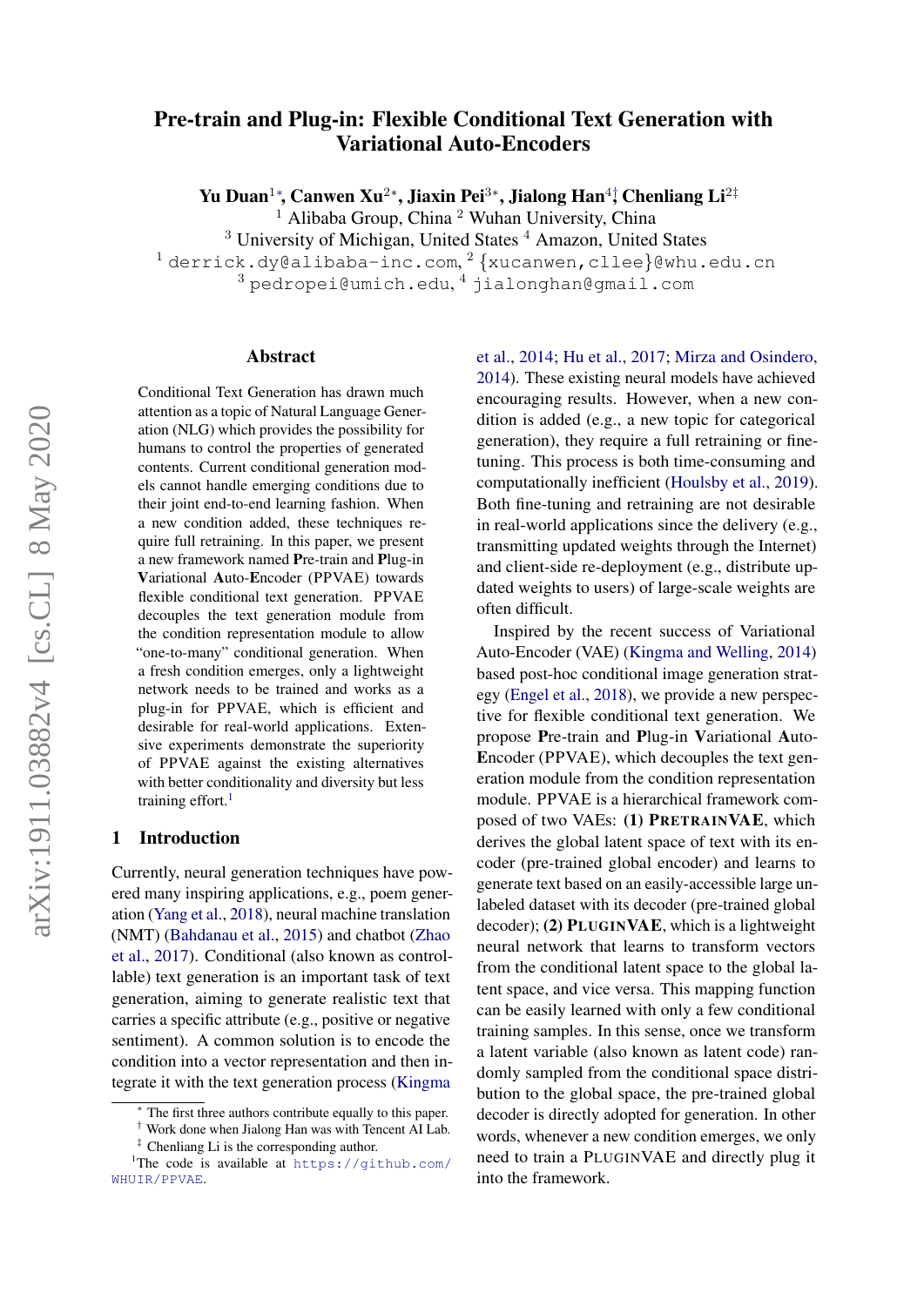# Pre-train and Plug-in: Flexible Conditional Text Generation with Variational Auto-Encoders

**Yu Duan[1*], Canwen Xu[2*], Jiaxin Pei[3*], Jialong Han[4†], Chenliang Li[2‡]**

[1] Alibaba Group, China [2] Wuhan University, China
[3] University of Michigan, United States [4] Amazon, United States
[1] derrick.dy@alibaba-inc.com, [2] {xucanwen,cllee}@whu.edu.cn
[3] pedropei@umich.edu, [4] jialonghan@gmail.com

## Abstract

Conditional Text Generation has drawn much attention as a topic of Natural Language Generation (NLG) which provides the possibility for humans to control the properties of generated contents. Current conditional generation models cannot handle emerging conditions due to their joint end-to-end learning fashion. When a new condition added, these techniques require full retraining. In this paper, we present a new framework named **P**re-train and **P**lug-in **V**ariational **A**uto-**E**ncoder (PPVAE) towards flexible conditional text generation. PPVAE decouples the text generation module from the condition representation module to allow "one-to-many" conditional generation. When a fresh condition emerges, only a lightweight network needs to be trained and works as a plug-in for PPVAE, which is efficient and desirable for real-world applications. Extensive experiments demonstrate the superiority of PPVAE against the existing alternatives with better conditionality and diversity but less training effort.[1]

## 1 Introduction

Currently, neural generation techniques have powered many inspiring applications, e.g., poem generation (Yang et al., 2018), neural machine translation (NMT) (Bahdanau et al., 2015) and chatbot (Zhao et al., 2017). Conditional (also known as controllable) text generation is an important task of text generation, aiming to generate realistic text that carries a specific attribute (e.g., positive or negative sentiment). A common solution is to encode the condition into a vector representation and then integrate it with the text generation process (Kingma et al., 2014; Hu et al., 2017; Mirza and Osindero, 2014). These existing neural models have achieved encouraging results. However, when a new condition is added (e.g., a new topic for categorical generation), they require a full retraining or fine-tuning. This process is both time-consuming and computationally inefficient (Houlsby et al., 2019). Both fine-tuning and retraining are not desirable in real-world applications since the delivery (e.g., transmitting updated weights through the Internet) and client-side re-deployment (e.g., distribute updated weights to users) of large-scale weights are often difficult.

Inspired by the recent success of Variational Auto-Encoder (VAE) (Kingma and Welling, 2014) based post-hoc conditional image generation strategy (Engel et al., 2018), we provide a new perspective for flexible conditional text generation. We propose **P**re-train and **P**lug-in **V**ariational **A**uto-**E**ncoder (PPVAE), which decouples the text generation module from the condition representation module. PPVAE is a hierarchical framework composed of two VAEs: **(1) PRETRAINVAE**, which derives the global latent space of text with its encoder (pre-trained global encoder) and learns to generate text based on an easily-accessible large unlabeled dataset with its decoder (pre-trained global decoder); **(2) PLUGINVAE**, which is a lightweight neural network that learns to transform vectors from the conditional latent space to the global latent space, and vice versa. This mapping function can be easily learned with only a few conditional training samples. In this sense, once we transform a latent variable (also known as latent code) randomly sampled from the conditional space distribution to the global space, the pre-trained global decoder is directly adopted for generation. In other words, whenever a new condition emerges, we only need to train a PLUGINVAE and directly plug it into the framework.

---

[*] The first three authors contribute equally to this paper.
[†] Work done when Jialong Han was with Tencent AI Lab.
[‡] Chenliang Li is the corresponding author.
[1] The code is available at https://github.com/WHUIR/PPVAE.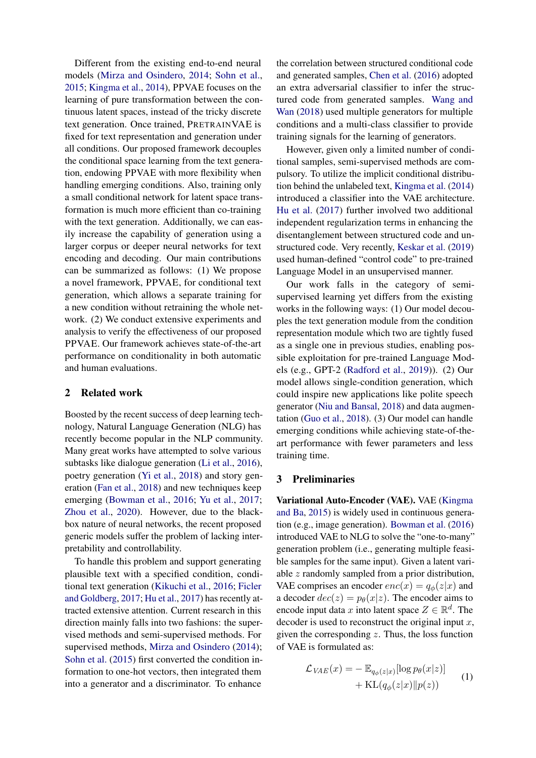Different from the existing end-to-end neural models (Mirza and Osindero, 2014; Sohn et al., 2015; Kingma et al., 2014), PPVAE focuses on the learning of pure transformation between the continuous latent spaces, instead of the tricky discrete text generation. Once trained, PRETRAINVAE is fixed for text representation and generation under all conditions. Our proposed framework decouples the conditional space learning from the text generation, endowing PPVAE with more flexibility when handling emerging conditions. Also, training only a small conditional network for latent space transformation is much more efficient than co-training with the text generation. Additionally, we can easily increase the capability of generation using a larger corpus or deeper neural networks for text encoding and decoding. Our main contributions can be summarized as follows: (1) We propose a novel framework, PPVAE, for conditional text generation, which allows a separate training for a new condition without retraining the whole network. (2) We conduct extensive experiments and analysis to verify the effectiveness of our proposed PPVAE. Our framework achieves state-of-the-art performance on conditionality in both automatic and human evaluations.

## 2 Related work

Boosted by the recent success of deep learning technology, Natural Language Generation (NLG) has recently become popular in the NLP community. Many great works have attempted to solve various subtasks like dialogue generation (Li et al., 2016), poetry generation (Yi et al., 2018) and story generation (Fan et al., 2018) and new techniques keep emerging (Bowman et al., 2016; Yu et al., 2017; Zhou et al., 2020). However, due to the black-box nature of neural networks, the recent proposed generic models suffer the problem of lacking interpretability and controllability.

To handle this problem and support generating plausible text with a specified condition, conditional text generation (Kikuchi et al., 2016; Ficler and Goldberg, 2017; Hu et al., 2017) has recently attracted extensive attention. Current research in this direction mainly falls into two fashions: the supervised methods and semi-supervised methods. For supervised methods, Mirza and Osindero (2014); Sohn et al. (2015) first converted the condition information to one-hot vectors, then integrated them into a generator and a discriminator. To enhance the correlation between structured conditional code and generated samples, Chen et al. (2016) adopted an extra adversarial classifier to infer the structured code from generated samples. Wang and Wan (2018) used multiple generators for multiple conditions and a multi-class classifier to provide training signals for the learning of generators.

However, given only a limited number of conditional samples, semi-supervised methods are compulsory. To utilize the implicit conditional distribution behind the unlabeled text, Kingma et al. (2014) introduced a classifier into the VAE architecture. Hu et al. (2017) further involved two additional independent regularization terms in enhancing the disentanglement between structured code and unstructured code. Very recently, Keskar et al. (2019) used human-defined "control code" to pre-trained Language Model in an unsupervised manner.

Our work falls in the category of semi-supervised learning yet differs from the existing works in the following ways: (1) Our model decouples the text generation module from the condition representation module which two are tightly fused as a single one in previous studies, enabling possible exploitation for pre-trained Language Models (e.g., GPT-2 (Radford et al., 2019)). (2) Our model allows single-condition generation, which could inspire new applications like polite speech generator (Niu and Bansal, 2018) and data augmentation (Guo et al., 2018). (3) Our model can handle emerging conditions while achieving state-of-the-art performance with fewer parameters and less training time.

## 3 Preliminaries

**Variational Auto-Encoder (VAE).** VAE (Kingma and Ba, 2015) is widely used in continuous generation (e.g., image generation). Bowman et al. (2016) introduced VAE to NLG to solve the "one-to-many" generation problem (i.e., generating multiple feasible samples for the same input). Given a latent variable $z$ randomly sampled from a prior distribution, VAE comprises an encoder $enc(x) = q_\phi(z|x)$ and a decoder $dec(z) = p_\theta(x|z)$. The encoder aims to encode input data $x$ into latent space $Z \in \mathbb{R}^d$. The decoder is used to reconstruct the original input $x$, given the corresponding $z$. Thus, the loss function of VAE is formulated as:

$$\mathcal{L}_{VAE}(x) = -\mathbb{E}_{q_\phi(z|x)}[\log p_\theta(x|z)] + \mathrm{KL}(q_\phi(z|x)\|p(z)) \tag{1}$$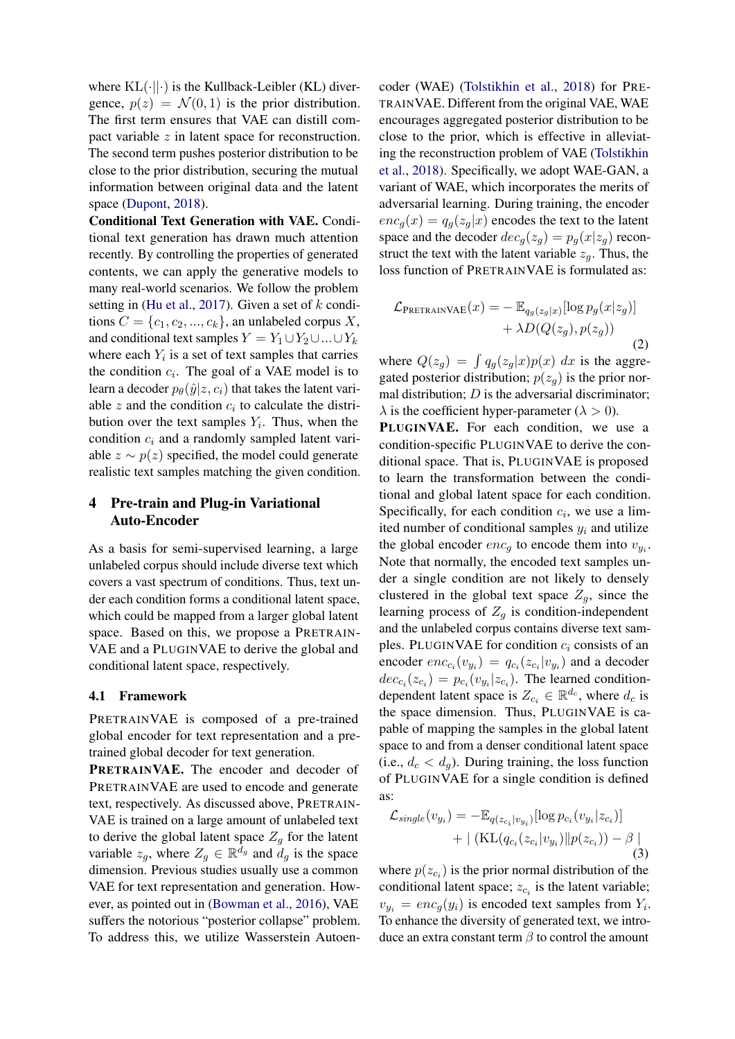where $\text{KL}(\cdot||\cdot)$ is the Kullback-Leibler (KL) divergence, $p(z) = \mathcal{N}(0, 1)$ is the prior distribution. The first term ensures that VAE can distill compact variable $z$ in latent space for reconstruction. The second term pushes posterior distribution to be close to the prior distribution, securing the mutual information between original data and the latent space (Dupont, 2018).

**Conditional Text Generation with VAE.** Conditional text generation has drawn much attention recently. By controlling the properties of generated contents, we can apply the generative models to many real-world scenarios. We follow the problem setting in (Hu et al., 2017). Given a set of $k$ conditions $C = \{c_1, c_2, ..., c_k\}$, an unlabeled corpus $X$, and conditional text samples $Y = Y_1 \cup Y_2 \cup ... \cup Y_k$ where each $Y_i$ is a set of text samples that carries the condition $c_i$. The goal of a VAE model is to learn a decoder $p_\theta(\hat{y}|z, c_i)$ that takes the latent variable $z$ and the condition $c_i$ to calculate the distribution over the text samples $Y_i$. Thus, when the condition $c_i$ and a randomly sampled latent variable $z \sim p(z)$ specified, the model could generate realistic text samples matching the given condition.

## 4 Pre-train and Plug-in Variational Auto-Encoder

As a basis for semi-supervised learning, a large unlabeled corpus should include diverse text which covers a vast spectrum of conditions. Thus, text under each condition forms a conditional latent space, which could be mapped from a larger global latent space. Based on this, we propose a PRETRAINVAE and a PLUGINVAE to derive the global and conditional latent space, respectively.

### 4.1 Framework

PRETRAINVAE is composed of a pre-trained global encoder for text representation and a pre-trained global decoder for text generation.

**PRETRAINVAE.** The encoder and decoder of PRETRAINVAE are used to encode and generate text, respectively. As discussed above, PRETRAINVAE is trained on a large amount of unlabeled text to derive the global latent space $Z_g$ for the latent variable $z_g$, where $Z_g \in \mathbb{R}^{d_g}$ and $d_g$ is the space dimension. Previous studies usually use a common VAE for text representation and generation. However, as pointed out in (Bowman et al., 2016), VAE suffers the notorious "posterior collapse" problem. To address this, we utilize Wasserstein Autoencoder (WAE) (Tolstikhin et al., 2018) for PRETRAINVAE. Different from the original VAE, WAE encourages aggregated posterior distribution to be close to the prior, which is effective in alleviating the reconstruction problem of VAE (Tolstikhin et al., 2018). Specifically, we adopt WAE-GAN, a variant of WAE, which incorporates the merits of adversarial learning. During training, the encoder $enc_g(x) = q_g(z_g|x)$ encodes the text to the latent space and the decoder $dec_g(z_g) = p_g(x|z_g)$ reconstruct the text with the latent variable $z_g$. Thus, the loss function of PRETRAINVAE is formulated as:

$$\mathcal{L}_{\text{PRETRAINVAE}}(x) = -\mathbb{E}_{q_g(z_g|x)}[\log p_g(x|z_g)] + \lambda D(Q(z_g), p(z_g)) \quad (2)$$

where $Q(z_g) = \int q_g(z_g|x)p(x)\ dx$ is the aggregated posterior distribution; $p(z_g)$ is the prior normal distribution; $D$ is the adversarial discriminator; $\lambda$ is the coefficient hyper-parameter ($\lambda > 0$).

**PLUGINVAE.** For each condition, we use a condition-specific PLUGINVAE to derive the conditional space. That is, PLUGINVAE is proposed to learn the transformation between the conditional and global latent space for each condition. Specifically, for each condition $c_i$, we use a limited number of conditional samples $y_i$ and utilize the global encoder $enc_g$ to encode them into $v_{y_i}$. Note that normally, the encoded text samples under a single condition are not likely to densely clustered in the global text space $Z_g$, since the learning process of $Z_g$ is condition-independent and the unlabeled corpus contains diverse text samples. PLUGINVAE for condition $c_i$ consists of an encoder $enc_{c_i}(v_{y_i}) = q_{c_i}(z_{c_i}|v_{y_i})$ and a decoder $dec_{c_i}(z_{c_i}) = p_{c_i}(v_{y_i}|z_{c_i})$. The learned condition-dependent latent space is $Z_{c_i} \in \mathbb{R}^{d_c}$, where $d_c$ is the space dimension. Thus, PLUGINVAE is capable of mapping the samples in the global latent space to and from a denser conditional latent space (i.e., $d_c < d_g$). During training, the loss function of PLUGINVAE for a single condition is defined as:

$$\mathcal{L}_{single}(v_{y_i}) = -\mathbb{E}_{q(z_{c_i}|v_{y_i})}[\log p_{c_i}(v_{y_i}|z_{c_i})] + |\ (\text{KL}(q_{c_i}(z_{c_i}|v_{y_i})\|p(z_{c_i})) - \beta\ | \quad (3)$$

where $p(z_{c_i})$ is the prior normal distribution of the conditional latent space; $z_{c_i}$ is the latent variable; $v_{y_i} = enc_g(y_i)$ is encoded text samples from $Y_i$. To enhance the diversity of generated text, we introduce an extra constant term $\beta$ to control the amount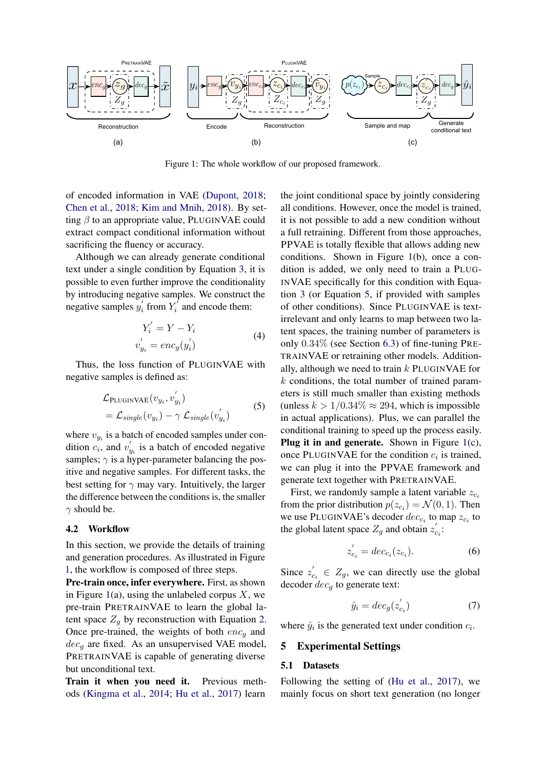Figure 1: The whole workflow of our proposed framework.

of encoded information in VAE (Dupont, 2018; Chen et al., 2018; Kim and Mnih, 2018). By setting $\beta$ to an appropriate value, PLUGINVAE could extract compact conditional information without sacrificing the fluency or accuracy.

Although we can already generate conditional text under a single condition by Equation 3, it is possible to even further improve the conditionality by introducing negative samples. We construct the negative samples $y_i^{'}$ from $Y_i^{'}$ and encode them:

$$
\begin{aligned}
Y_i^{'} &= Y - Y_i \\
v_{y_i}^{'} &= enc_g(y_i^{'})
\end{aligned} \tag{4}
$$

Thus, the loss function of PLUGINVAE with negative samples is defined as:

$$
\begin{aligned}
&\mathcal{L}_{\text{PLUGINVAE}}(v_{y_i}, v_{y_i}^{'}) \\
&= \mathcal{L}_{single}(v_{y_i}) - \gamma \, \mathcal{L}_{single}(v_{y_i}^{'})
\end{aligned} \tag{5}
$$

where $v_{y_i}$ is a batch of encoded samples under condition $c_i$, and $v_{y_i}^{'}$ is a batch of encoded negative samples; $\gamma$ is a hyper-parameter balancing the positive and negative samples. For different tasks, the best setting for $\gamma$ may vary. Intuitively, the larger the difference between the conditions is, the smaller $\gamma$ should be.

### 4.2 Workflow

In this section, we provide the details of training and generation procedures. As illustrated in Figure 1, the workflow is composed of three steps.

**Pre-train once, infer everywhere.** First, as shown in Figure 1(a), using the unlabeled corpus $X$, we pre-train PRETRAINVAE to learn the global latent space $Z_g$ by reconstruction with Equation 2. Once pre-trained, the weights of both $enc_g$ and $dec_g$ are fixed. As an unsupervised VAE model, PRETRAINVAE is capable of generating diverse but unconditional text.

**Train it when you need it.** Previous methods (Kingma et al., 2014; Hu et al., 2017) learn the joint conditional space by jointly considering all conditions. However, once the model is trained, it is not possible to add a new condition without a full retraining. Different from those approaches, PPVAE is totally flexible that allows adding new conditions. Shown in Figure 1(b), once a condition is added, we only need to train a PLUGINVAE specifically for this condition with Equation 3 (or Equation 5, if provided with samples of other conditions). Since PLUGINVAE is text-irrelevant and only learns to map between two latent spaces, the training number of parameters is only $0.34\%$ (see Section 6.3) of fine-tuning PRETRAINVAE or retraining other models. Additionally, although we need to train $k$ PLUGINVAE for $k$ conditions, the total number of trained parameters is still much smaller than existing methods (unless $k > 1/0.34\% \approx 294$, which is impossible in actual applications). Plus, we can parallel the conditional training to speed up the process easily.

**Plug it in and generate.** Shown in Figure 1(c), once PLUGINVAE for the condition $c_i$ is trained, we can plug it into the PPVAE framework and generate text together with PRETRAINVAE.

First, we randomly sample a latent variable $z_{c_i}$ from the prior distribution $p(z_{c_i}) = \mathcal{N}(0, 1)$. Then we use PLUGINVAE's decoder $dec_{c_i}$ to map $z_{c_i}$ to the global latent space $Z_g$ and obtain $z_{c_i}^{'}$:

$$
z_{c_i}^{'} = dec_{c_i}(z_{c_i}). \tag{6}
$$

Since $z_{c_i}^{'} \in Z_g$, we can directly use the global decoder $dec_g$ to generate text:

$$
\hat{y}_i = dec_g(z_{c_i}^{'}) \tag{7}
$$

where $\hat{y}_i$ is the generated text under condition $c_i$.

## 5 Experimental Settings

### 5.1 Datasets

Following the setting of (Hu et al., 2017), we mainly focus on short text generation (no longer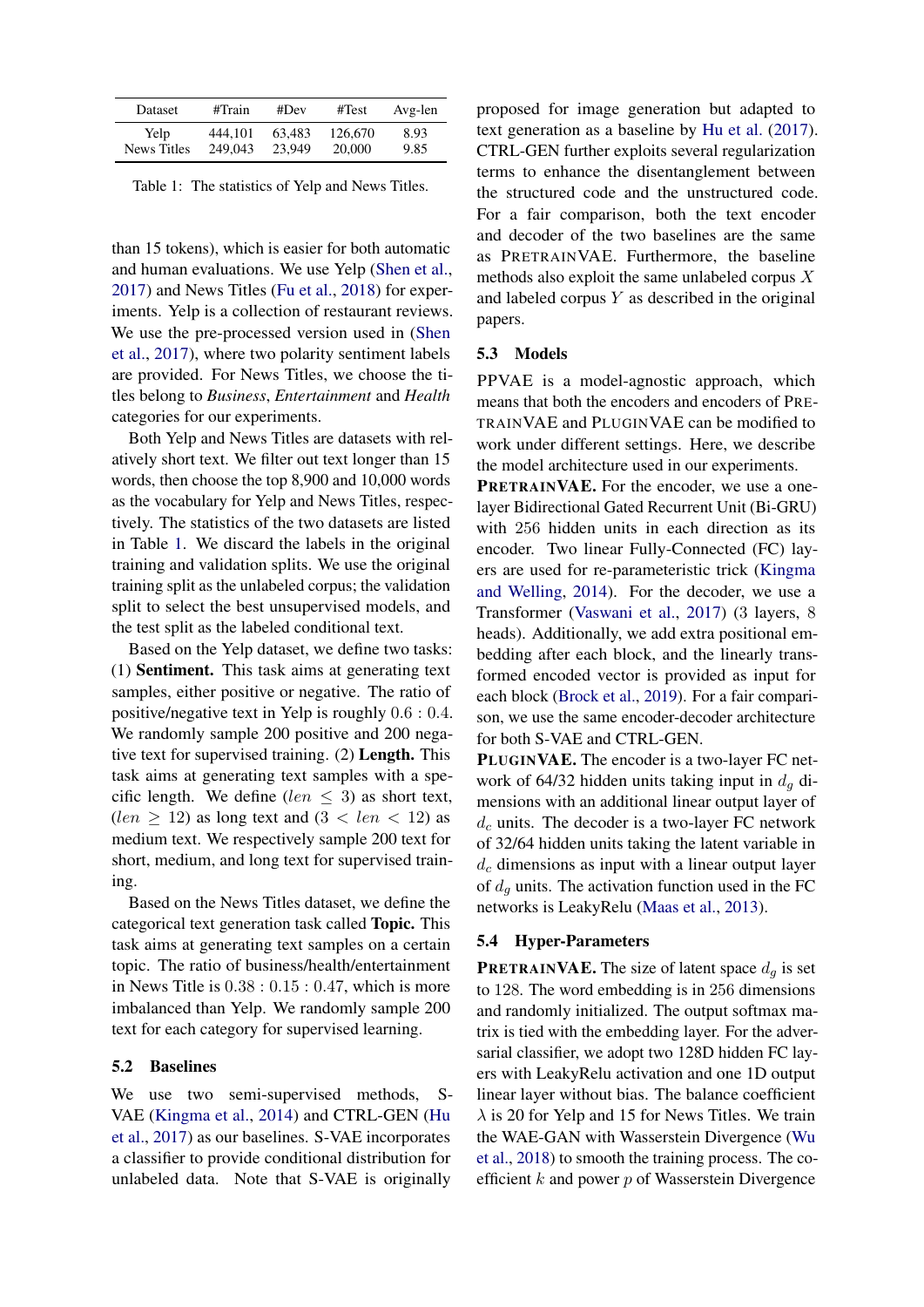| Dataset | #Train | #Dev | #Test | Avg-len |
|---|---|---|---|---|
| Yelp | 444,101 | 63,483 | 126,670 | 8.93 |
| News Titles | 249,043 | 23,949 | 20,000 | 9.85 |

Table 1: The statistics of Yelp and News Titles.

than 15 tokens), which is easier for both automatic and human evaluations. We use Yelp (Shen et al., 2017) and News Titles (Fu et al., 2018) for experiments. Yelp is a collection of restaurant reviews. We use the pre-processed version used in (Shen et al., 2017), where two polarity sentiment labels are provided. For News Titles, we choose the titles belong to *Business*, *Entertainment* and *Health* categories for our experiments.

Both Yelp and News Titles are datasets with relatively short text. We filter out text longer than 15 words, then choose the top 8,900 and 10,000 words as the vocabulary for Yelp and News Titles, respectively. The statistics of the two datasets are listed in Table 1. We discard the labels in the original training and validation splits. We use the original training split as the unlabeled corpus; the validation split to select the best unsupervised models, and the test split as the labeled conditional text.

Based on the Yelp dataset, we define two tasks: (1) **Sentiment.** This task aims at generating text samples, either positive or negative. The ratio of positive/negative text in Yelp is roughly $0.6 : 0.4$. We randomly sample 200 positive and 200 negative text for supervised training. (2) **Length.** This task aims at generating text samples with a specific length. We define ($len \leq 3$) as short text, ($len \geq 12$) as long text and ($3 < len < 12$) as medium text. We respectively sample 200 text for short, medium, and long text for supervised training.

Based on the News Titles dataset, we define the categorical text generation task called **Topic.** This task aims at generating text samples on a certain topic. The ratio of business/health/entertainment in News Title is $0.38 : 0.15 : 0.47$, which is more imbalanced than Yelp. We randomly sample 200 text for each category for supervised learning.

### 5.2 Baselines

We use two semi-supervised methods, S-VAE (Kingma et al., 2014) and CTRL-GEN (Hu et al., 2017) as our baselines. S-VAE incorporates a classifier to provide conditional distribution for unlabeled data. Note that S-VAE is originally proposed for image generation but adapted to text generation as a baseline by Hu et al. (2017). CTRL-GEN further exploits several regularization terms to enhance the disentanglement between the structured code and the unstructured code. For a fair comparison, both the text encoder and decoder of the two baselines are the same as PRETRAINVAE. Furthermore, the baseline methods also exploit the same unlabeled corpus $X$ and labeled corpus $Y$ as described in the original papers.

### 5.3 Models

PPVAE is a model-agnostic approach, which means that both the encoders and encoders of PRETRAINVAE and PLUGINVAE can be modified to work under different settings. Here, we describe the model architecture used in our experiments.

**PRETRAINVAE.** For the encoder, we use a one-layer Bidirectional Gated Recurrent Unit (Bi-GRU) with 256 hidden units in each direction as its encoder. Two linear Fully-Connected (FC) layers are used for re-parameteristic trick (Kingma and Welling, 2014). For the decoder, we use a Transformer (Vaswani et al., 2017) (3 layers, 8 heads). Additionally, we add extra positional embedding after each block, and the linearly transformed encoded vector is provided as input for each block (Brock et al., 2019). For a fair comparison, we use the same encoder-decoder architecture for both S-VAE and CTRL-GEN.

**PLUGINVAE.** The encoder is a two-layer FC network of 64/32 hidden units taking input in $d_g$ dimensions with an additional linear output layer of $d_c$ units. The decoder is a two-layer FC network of 32/64 hidden units taking the latent variable in $d_c$ dimensions as input with a linear output layer of $d_g$ units. The activation function used in the FC networks is LeakyRelu (Maas et al., 2013).

### 5.4 Hyper-Parameters

**PRETRAINVAE.** The size of latent space $d_g$ is set to 128. The word embedding is in 256 dimensions and randomly initialized. The output softmax matrix is tied with the embedding layer. For the adversarial classifier, we adopt two 128D hidden FC layers with LeakyRelu activation and one 1D output linear layer without bias. The balance coefficient $\lambda$ is 20 for Yelp and 15 for News Titles. We train the WAE-GAN with Wasserstein Divergence (Wu et al., 2018) to smooth the training process. The coefficient $k$ and power $p$ of Wasserstein Divergence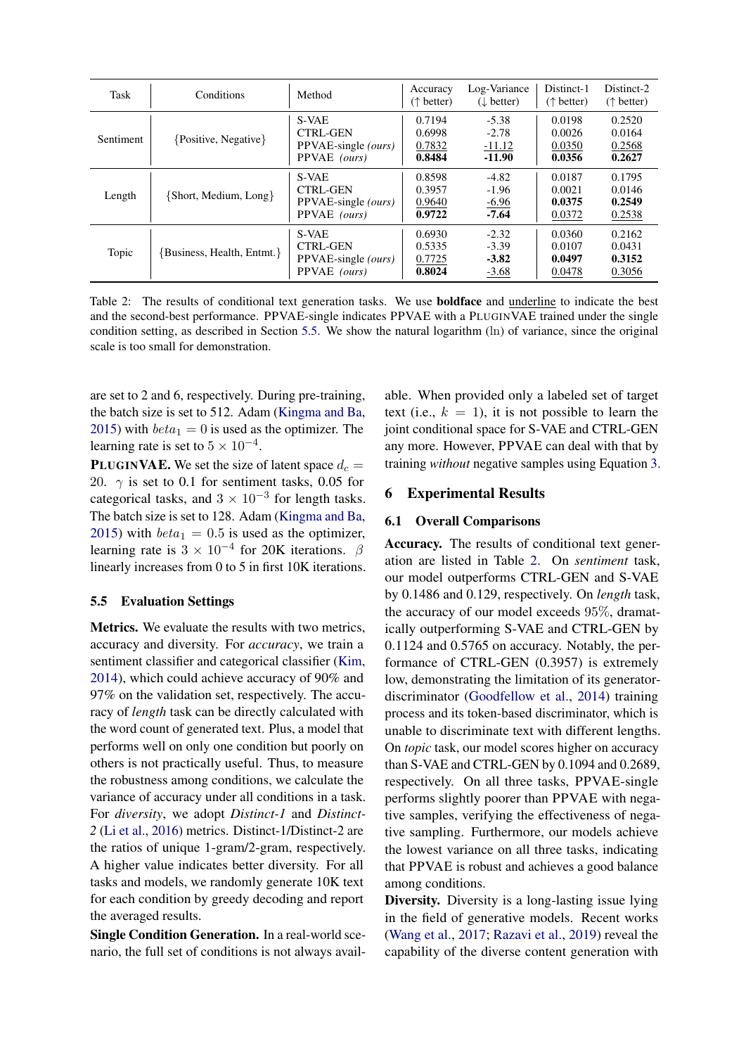| Task | Conditions | Method | Accuracy (↑ better) | Log-Variance (↓ better) | Distinct-1 (↑ better) | Distinct-2 (↑ better) |
|---|---|---|---|---|---|---|
| Sentiment | {Positive, Negative} | S-VAE | 0.7194 | -5.38 | 0.0198 | 0.2520 |
| | | CTRL-GEN | 0.6998 | -2.78 | 0.0026 | 0.0164 |
| | | PPVAE-single *(ours)* | <u>0.7832</u> | <u>-11.12</u> | <u>0.0350</u> | <u>0.2568</u> |
| | | PPVAE *(ours)* | **0.8484** | **-11.90** | **0.0356** | **0.2627** |
| Length | {Short, Medium, Long} | S-VAE | 0.8598 | -4.82 | 0.0187 | 0.1795 |
| | | CTRL-GEN | 0.3957 | -1.96 | 0.0021 | 0.0146 |
| | | PPVAE-single *(ours)* | <u>0.9640</u> | <u>-6.96</u> | **0.0375** | **0.2549** |
| | | PPVAE *(ours)* | **0.9722** | **-7.64** | <u>0.0372</u> | <u>0.2538</u> |
| Topic | {Business, Health, Entmt.} | S-VAE | 0.6930 | -2.32 | 0.0360 | 0.2162 |
| | | CTRL-GEN | 0.5335 | -3.39 | 0.0107 | 0.0431 |
| | | PPVAE-single *(ours)* | <u>0.7725</u> | **-3.82** | **0.0497** | **0.3152** |
| | | PPVAE *(ours)* | **0.8024** | <u>-3.68</u> | <u>0.0478</u> | <u>0.3056</u> |

Table 2: The results of conditional text generation tasks. We use **boldface** and <u>underline</u> to indicate the best and the second-best performance. PPVAE-single indicates PPVAE with a PLUGINVAE trained under the single condition setting, as described in Section 5.5. We show the natural logarithm (ln) of variance, since the original scale is too small for demonstration.

are set to 2 and 6, respectively. During pre-training, the batch size is set to 512. Adam (Kingma and Ba, 2015) with $beta_1 = 0$ is used as the optimizer. The learning rate is set to $5 \times 10^{-4}$.

**PLUGINVAE.** We set the size of latent space $d_c = 20$. $\gamma$ is set to 0.1 for sentiment tasks, 0.05 for categorical tasks, and $3 \times 10^{-3}$ for length tasks. The batch size is set to 128. Adam (Kingma and Ba, 2015) with $beta_1 = 0.5$ is used as the optimizer, learning rate is $3 \times 10^{-4}$ for 20K iterations. $\beta$ linearly increases from 0 to 5 in first 10K iterations.

### 5.5 Evaluation Settings

**Metrics.** We evaluate the results with two metrics, accuracy and diversity. For *accuracy*, we train a sentiment classifier and categorical classifier (Kim, 2014), which could achieve accuracy of 90% and 97% on the validation set, respectively. The accuracy of *length* task can be directly calculated with the word count of generated text. Plus, a model that performs well on only one condition but poorly on others is not practically useful. Thus, to measure the robustness among conditions, we calculate the variance of accuracy under all conditions in a task. For *diversity*, we adopt *Distinct-1* and *Distinct-2* (Li et al., 2016) metrics. Distinct-1/Distinct-2 are the ratios of unique 1-gram/2-gram, respectively. A higher value indicates better diversity. For all tasks and models, we randomly generate 10K text for each condition by greedy decoding and report the averaged results.

**Single Condition Generation.** In a real-world scenario, the full set of conditions is not always available. When provided only a labeled set of target text (i.e., $k = 1$), it is not possible to learn the joint conditional space for S-VAE and CTRL-GEN any more. However, PPVAE can deal with that by training *without* negative samples using Equation 3.

## 6 Experimental Results

### 6.1 Overall Comparisons

**Accuracy.** The results of conditional text generation are listed in Table 2. On *sentiment* task, our model outperforms CTRL-GEN and S-VAE by 0.1486 and 0.129, respectively. On *length* task, the accuracy of our model exceeds 95%, dramatically outperforming S-VAE and CTRL-GEN by 0.1124 and 0.5765 on accuracy. Notably, the performance of CTRL-GEN (0.3957) is extremely low, demonstrating the limitation of its generator-discriminator (Goodfellow et al., 2014) training process and its token-based discriminator, which is unable to discriminate text with different lengths. On *topic* task, our model scores higher on accuracy than S-VAE and CTRL-GEN by 0.1094 and 0.2689, respectively. On all three tasks, PPVAE-single performs slightly poorer than PPVAE with negative samples, verifying the effectiveness of negative sampling. Furthermore, our models achieve the lowest variance on all three tasks, indicating that PPVAE is robust and achieves a good balance among conditions.

**Diversity.** Diversity is a long-lasting issue lying in the field of generative models. Recent works (Wang et al., 2017; Razavi et al., 2019) reveal the capability of the diverse content generation with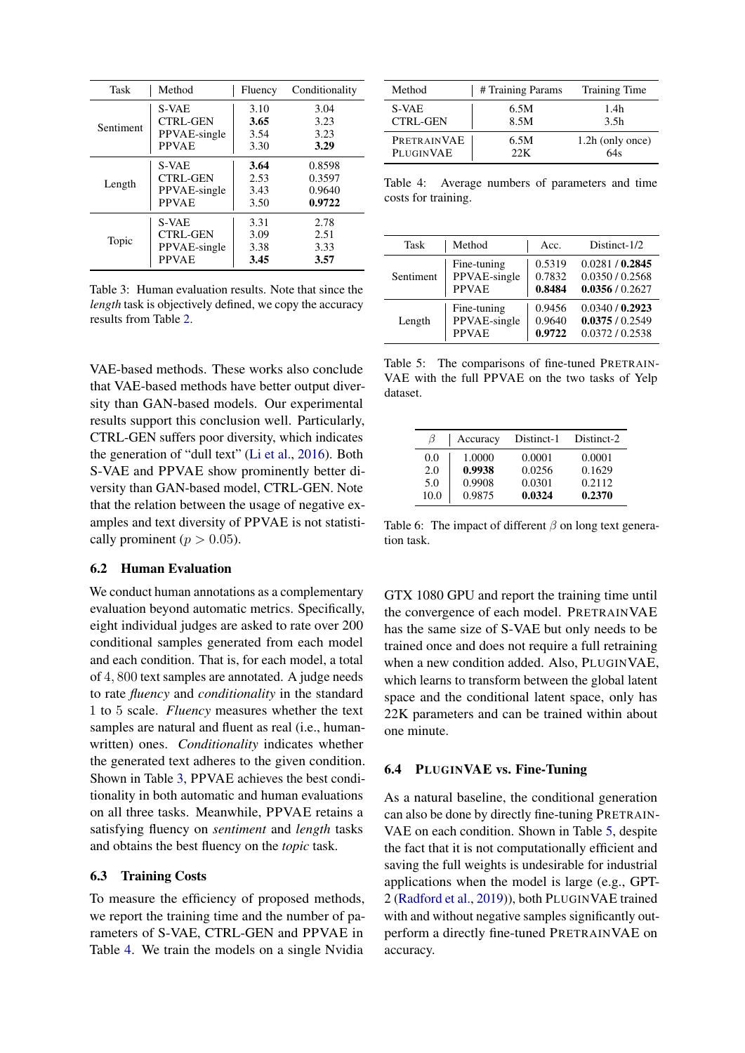| Task | Method | Fluency | Conditionality |
|---|---|---|---|
| Sentiment | S-VAE | 3.10 | 3.04 |
| | CTRL-GEN | **3.65** | 3.23 |
| | PPVAE-single | 3.54 | 3.23 |
| | PPVAE | 3.30 | **3.29** |
| Length | S-VAE | **3.64** | 0.8598 |
| | CTRL-GEN | 2.53 | 0.3597 |
| | PPVAE-single | 3.43 | 0.9640 |
| | PPVAE | 3.50 | **0.9722** |
| Topic | S-VAE | 3.31 | 2.78 |
| | CTRL-GEN | 3.09 | 2.51 |
| | PPVAE-single | 3.38 | 3.33 |
| | PPVAE | **3.45** | **3.57** |

Table 3: Human evaluation results. Note that since the *length* task is objectively defined, we copy the accuracy results from Table 2.

VAE-based methods. These works also conclude that VAE-based methods have better output diversity than GAN-based models. Our experimental results support this conclusion well. Particularly, CTRL-GEN suffers poor diversity, which indicates the generation of "dull text" (Li et al., 2016). Both S-VAE and PPVAE show prominently better diversity than GAN-based model, CTRL-GEN. Note that the relation between the usage of negative examples and text diversity of PPVAE is not statistically prominent ($p > 0.05$).

### 6.2 Human Evaluation

We conduct human annotations as a complementary evaluation beyond automatic metrics. Specifically, eight individual judges are asked to rate over 200 conditional samples generated from each model and each condition. That is, for each model, a total of $4,800$ text samples are annotated. A judge needs to rate *fluency* and *conditionality* in the standard $1$ to $5$ scale. *Fluency* measures whether the text samples are natural and fluent as real (i.e., human-written) ones. *Conditionality* indicates whether the generated text adheres to the given condition. Shown in Table 3, PPVAE achieves the best conditionality in both automatic and human evaluations on all three tasks. Meanwhile, PPVAE retains a satisfying fluency on *sentiment* and *length* tasks and obtains the best fluency on the *topic* task.

### 6.3 Training Costs

To measure the efficiency of proposed methods, we report the training time and the number of parameters of S-VAE, CTRL-GEN and PPVAE in Table 4. We train the models on a single Nvidia GTX 1080 GPU and report the training time until the convergence of each model. PRETRAINVAE has the same size of S-VAE but only needs to be trained once and does not require a full retraining when a new condition added. Also, PLUGINVAE, which learns to transform between the global latent space and the conditional latent space, only has 22K parameters and can be trained within about one minute.

| Method | # Training Params | Training Time |
|---|---|---|
| S-VAE | 6.5M | 1.4h |
| CTRL-GEN | 8.5M | 3.5h |
| PRETRAINVAE | 6.5M | 1.2h (only once) |
| PLUGINVAE | 22K | 64s |

Table 4: Average numbers of parameters and time costs for training.

| Task | Method | Acc. | Distinct-1/2 |
|---|---|---|---|
| Sentiment | Fine-tuning | 0.5319 | 0.0281 / **0.2845** |
| | PPVAE-single | 0.7832 | 0.0350 / 0.2568 |
| | PPVAE | **0.8484** | **0.0356** / 0.2627 |
| Length | Fine-tuning | 0.9456 | 0.0340 / **0.2923** |
| | PPVAE-single | 0.9640 | **0.0375** / 0.2549 |
| | PPVAE | **0.9722** | 0.0372 / 0.2538 |

Table 5: The comparisons of fine-tuned PRETRAINVAE with the full PPVAE on the two tasks of Yelp dataset.

| $\beta$ | Accuracy | Distinct-1 | Distinct-2 |
|---|---|---|---|
| 0.0 | 1.0000 | 0.0001 | 0.0001 |
| 2.0 | **0.9938** | 0.0256 | 0.1629 |
| 5.0 | 0.9908 | 0.0301 | 0.2112 |
| 10.0 | 0.9875 | **0.0324** | **0.2370** |

Table 6: The impact of different $\beta$ on long text generation task.

### 6.4 PLUGINVAE vs. Fine-Tuning

As a natural baseline, the conditional generation can also be done by directly fine-tuning PRETRAINVAE on each condition. Shown in Table 5, despite the fact that it is not computationally efficient and saving the full weights is undesirable for industrial applications when the model is large (e.g., GPT-2 (Radford et al., 2019)), both PLUGINVAE trained with and without negative samples significantly outperform a directly fine-tuned PRETRAINVAE on accuracy.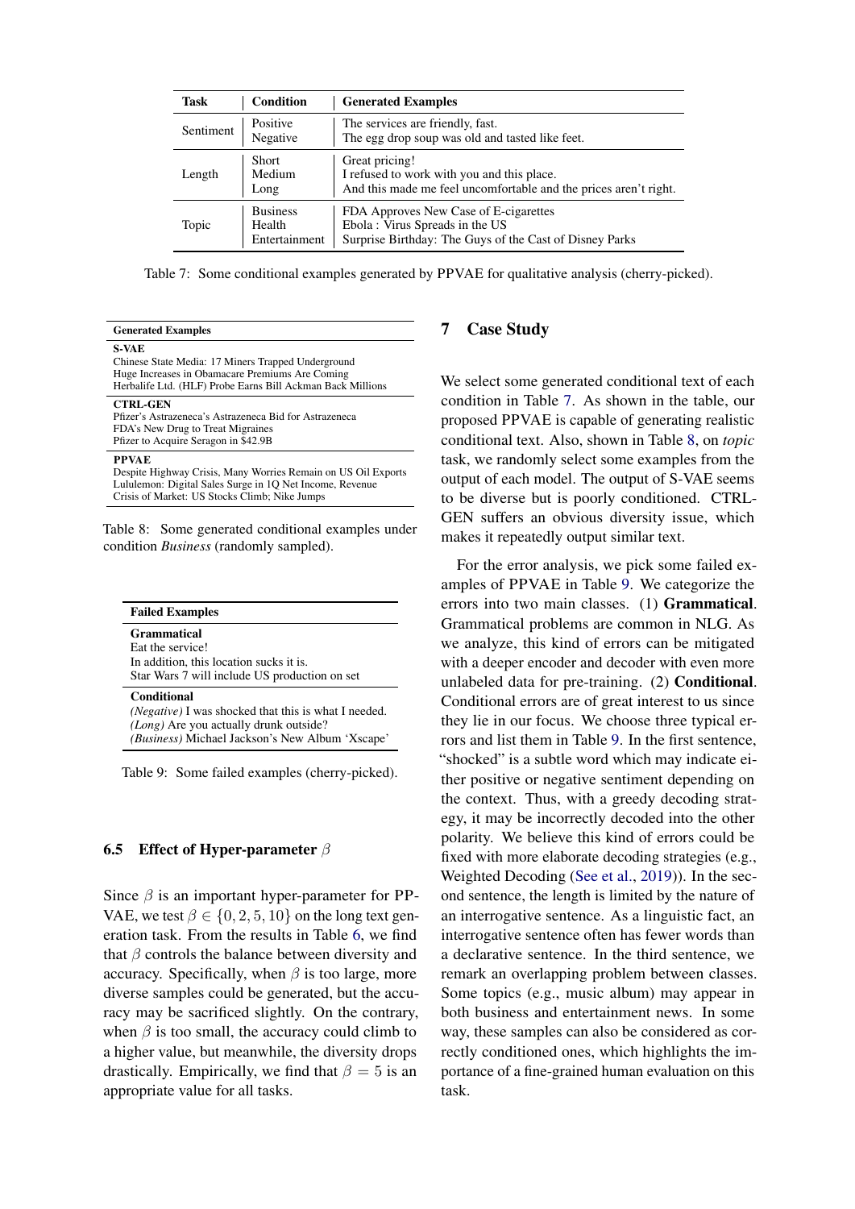| Task | Condition | Generated Examples |
|---|---|---|
| Sentiment | Positive | The services are friendly, fast. |
| | Negative | The egg drop soup was old and tasted like feet. |
| Length | Short | Great pricing! |
| | Medium | I refused to work with you and this place. |
| | Long | And this made me feel uncomfortable and the prices aren't right. |
| Topic | Business | FDA Approves New Case of E-cigarettes |
| | Health | Ebola : Virus Spreads in the US |
| | Entertainment | Surprise Birthday: The Guys of the Cast of Disney Parks |

Table 7: Some conditional examples generated by PPVAE for qualitative analysis (cherry-picked).

| Generated Examples |
|---|
| **S-VAE** |
| Chinese State Media: 17 Miners Trapped Underground |
| Huge Increases in Obamacare Premiums Are Coming |
| Herbalife Ltd. (HLF) Probe Earns Bill Ackman Back Millions |
| **CTRL-GEN** |
| Pfizer's Astrazeneca's Astrazeneca Bid for Astrazeneca |
| FDA's New Drug to Treat Migraines |
| Pfizer to Acquire Seragon in $42.9B |
| **PPVAE** |
| Despite Highway Crisis, Many Worries Remain on US Oil Exports |
| Lululemon: Digital Sales Surge in 1Q Net Income, Revenue |
| Crisis of Market: US Stocks Climb; Nike Jumps |

Table 8: Some generated conditional examples under condition *Business* (randomly sampled).

| Failed Examples |
|---|
| **Grammatical** |
| Eat the service! |
| In addition, this location sucks it is. |
| Star Wars 7 will include US production on set |
| **Conditional** |
| *(Negative)* I was shocked that this is what I needed. |
| *(Long)* Are you actually drunk outside? |
| *(Business)* Michael Jackson's New Album 'Xscape' |

Table 9: Some failed examples (cherry-picked).

### 6.5 Effect of Hyper-parameter $\beta$

Since $\beta$ is an important hyper-parameter for PPVAE, we test $\beta \in \{0, 2, 5, 10\}$ on the long text generation task. From the results in Table 6, we find that $\beta$ controls the balance between diversity and accuracy. Specifically, when $\beta$ is too large, more diverse samples could be generated, but the accuracy may be sacrificed slightly. On the contrary, when $\beta$ is too small, the accuracy could climb to a higher value, but meanwhile, the diversity drops drastically. Empirically, we find that $\beta = 5$ is an appropriate value for all tasks.

## 7 Case Study

We select some generated conditional text of each condition in Table 7. As shown in the table, our proposed PPVAE is capable of generating realistic conditional text. Also, shown in Table 8, on *topic* task, we randomly select some examples from the output of each model. The output of S-VAE seems to be diverse but is poorly conditioned. CTRL-GEN suffers an obvious diversity issue, which makes it repeatedly output similar text.

For the error analysis, we pick some failed examples of PPVAE in Table 9. We categorize the errors into two main classes. (1) **Grammatical**. Grammatical problems are common in NLG. As we analyze, this kind of errors can be mitigated with a deeper encoder and decoder with even more unlabeled data for pre-training. (2) **Conditional**. Conditional errors are of great interest to us since they lie in our focus. We choose three typical errors and list them in Table 9. In the first sentence, "shocked" is a subtle word which may indicate either positive or negative sentiment depending on the context. Thus, with a greedy decoding strategy, it may be incorrectly decoded into the other polarity. We believe this kind of errors could be fixed with more elaborate decoding strategies (e.g., Weighted Decoding (See et al., 2019)). In the second sentence, the length is limited by the nature of an interrogative sentence. As a linguistic fact, an interrogative sentence often has fewer words than a declarative sentence. In the third sentence, we remark an overlapping problem between classes. Some topics (e.g., music album) may appear in both business and entertainment news. In some way, these samples can also be considered as correctly conditioned ones, which highlights the importance of a fine-grained human evaluation on this task.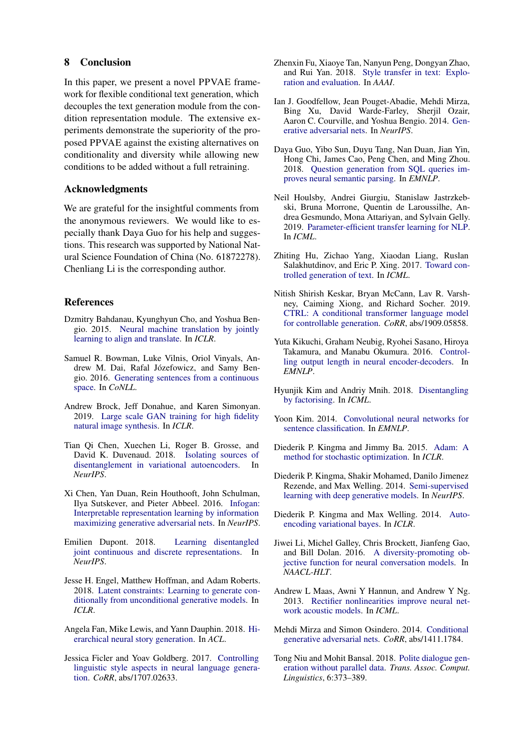## 8 Conclusion

In this paper, we present a novel PPVAE framework for flexible conditional text generation, which decouples the text generation module from the condition representation module. The extensive experiments demonstrate the superiority of the proposed PPVAE against the existing alternatives on conditionality and diversity while allowing new conditions to be added without a full retraining.

## Acknowledgments

We are grateful for the insightful comments from the anonymous reviewers. We would like to especially thank Daya Guo for his help and suggestions. This research was supported by National Natural Science Foundation of China (No. 61872278). Chenliang Li is the corresponding author.

## References

Dzmitry Bahdanau, Kyunghyun Cho, and Yoshua Bengio. 2015. Neural machine translation by jointly learning to align and translate. In *ICLR*.

Samuel R. Bowman, Luke Vilnis, Oriol Vinyals, Andrew M. Dai, Rafal Józefowicz, and Samy Bengio. 2016. Generating sentences from a continuous space. In *CoNLL*.

Andrew Brock, Jeff Donahue, and Karen Simonyan. 2019. Large scale GAN training for high fidelity natural image synthesis. In *ICLR*.

Tian Qi Chen, Xuechen Li, Roger B. Grosse, and David K. Duvenaud. 2018. Isolating sources of disentanglement in variational autoencoders. In *NeurIPS*.

Xi Chen, Yan Duan, Rein Houthooft, John Schulman, Ilya Sutskever, and Pieter Abbeel. 2016. Infogan: Interpretable representation learning by information maximizing generative adversarial nets. In *NeurIPS*.

Emilien Dupont. 2018. Learning disentangled joint continuous and discrete representations. In *NeurIPS*.

Jesse H. Engel, Matthew Hoffman, and Adam Roberts. 2018. Latent constraints: Learning to generate conditionally from unconditional generative models. In *ICLR*.

Angela Fan, Mike Lewis, and Yann Dauphin. 2018. Hierarchical neural story generation. In *ACL*.

Jessica Ficler and Yoav Goldberg. 2017. Controlling linguistic style aspects in neural language generation. *CoRR*, abs/1707.02633.

Zhenxin Fu, Xiaoye Tan, Nanyun Peng, Dongyan Zhao, and Rui Yan. 2018. Style transfer in text: Exploration and evaluation. In *AAAI*.

Ian J. Goodfellow, Jean Pouget-Abadie, Mehdi Mirza, Bing Xu, David Warde-Farley, Sherjil Ozair, Aaron C. Courville, and Yoshua Bengio. 2014. Generative adversarial nets. In *NeurIPS*.

Daya Guo, Yibo Sun, Duyu Tang, Nan Duan, Jian Yin, Hong Chi, James Cao, Peng Chen, and Ming Zhou. 2018. Question generation from SQL queries improves neural semantic parsing. In *EMNLP*.

Neil Houlsby, Andrei Giurgiu, Stanislaw Jastrzkebski, Bruna Morrone, Quentin de Laroussilhe, Andrea Gesmundo, Mona Attariyan, and Sylvain Gelly. 2019. Parameter-efficient transfer learning for NLP. In *ICML*.

Zhiting Hu, Zichao Yang, Xiaodan Liang, Ruslan Salakhutdinov, and Eric P. Xing. 2017. Toward controlled generation of text. In *ICML*.

Nitish Shirish Keskar, Bryan McCann, Lav R. Varshney, Caiming Xiong, and Richard Socher. 2019. CTRL: A conditional transformer language model for controllable generation. *CoRR*, abs/1909.05858.

Yuta Kikuchi, Graham Neubig, Ryohei Sasano, Hiroya Takamura, and Manabu Okumura. 2016. Controlling output length in neural encoder-decoders. In *EMNLP*.

Hyunjik Kim and Andriy Mnih. 2018. Disentangling by factorising. In *ICML*.

Yoon Kim. 2014. Convolutional neural networks for sentence classification. In *EMNLP*.

Diederik P. Kingma and Jimmy Ba. 2015. Adam: A method for stochastic optimization. In *ICLR*.

Diederik P. Kingma, Shakir Mohamed, Danilo Jimenez Rezende, and Max Welling. 2014. Semi-supervised learning with deep generative models. In *NeurIPS*.

Diederik P. Kingma and Max Welling. 2014. Auto-encoding variational bayes. In *ICLR*.

Jiwei Li, Michel Galley, Chris Brockett, Jianfeng Gao, and Bill Dolan. 2016. A diversity-promoting objective function for neural conversation models. In *NAACL-HLT*.

Andrew L Maas, Awni Y Hannun, and Andrew Y Ng. 2013. Rectifier nonlinearities improve neural network acoustic models. In *ICML*.

Mehdi Mirza and Simon Osindero. 2014. Conditional generative adversarial nets. *CoRR*, abs/1411.1784.

Tong Niu and Mohit Bansal. 2018. Polite dialogue generation without parallel data. *Trans. Assoc. Comput. Linguistics*, 6:373–389.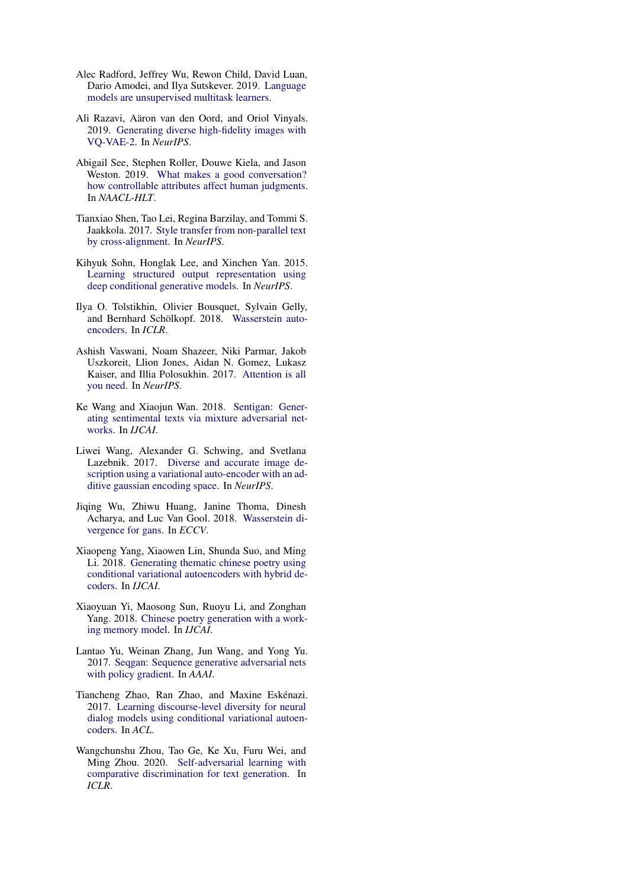Alec Radford, Jeffrey Wu, Rewon Child, David Luan, Dario Amodei, and Ilya Sutskever. 2019. Language models are unsupervised multitask learners.

Ali Razavi, Aäron van den Oord, and Oriol Vinyals. 2019. Generating diverse high-fidelity images with VQ-VAE-2. In *NeurIPS*.

Abigail See, Stephen Roller, Douwe Kiela, and Jason Weston. 2019. What makes a good conversation? how controllable attributes affect human judgments. In *NAACL-HLT*.

Tianxiao Shen, Tao Lei, Regina Barzilay, and Tommi S. Jaakkola. 2017. Style transfer from non-parallel text by cross-alignment. In *NeurIPS*.

Kihyuk Sohn, Honglak Lee, and Xinchen Yan. 2015. Learning structured output representation using deep conditional generative models. In *NeurIPS*.

Ilya O. Tolstikhin, Olivier Bousquet, Sylvain Gelly, and Bernhard Schölkopf. 2018. Wasserstein auto-encoders. In *ICLR*.

Ashish Vaswani, Noam Shazeer, Niki Parmar, Jakob Uszkoreit, Llion Jones, Aidan N. Gomez, Lukasz Kaiser, and Illia Polosukhin. 2017. Attention is all you need. In *NeurIPS*.

Ke Wang and Xiaojun Wan. 2018. Sentigan: Generating sentimental texts via mixture adversarial networks. In *IJCAI*.

Liwei Wang, Alexander G. Schwing, and Svetlana Lazebnik. 2017. Diverse and accurate image description using a variational auto-encoder with an additive gaussian encoding space. In *NeurIPS*.

Jiqing Wu, Zhiwu Huang, Janine Thoma, Dinesh Acharya, and Luc Van Gool. 2018. Wasserstein divergence for gans. In *ECCV*.

Xiaopeng Yang, Xiaowen Lin, Shunda Suo, and Ming Li. 2018. Generating thematic chinese poetry using conditional variational autoencoders with hybrid decoders. In *IJCAI*.

Xiaoyuan Yi, Maosong Sun, Ruoyu Li, and Zonghan Yang. 2018. Chinese poetry generation with a working memory model. In *IJCAI*.

Lantao Yu, Weinan Zhang, Jun Wang, and Yong Yu. 2017. Seqgan: Sequence generative adversarial nets with policy gradient. In *AAAI*.

Tiancheng Zhao, Ran Zhao, and Maxine Eskénazi. 2017. Learning discourse-level diversity for neural dialog models using conditional variational autoencoders. In *ACL*.

Wangchunshu Zhou, Tao Ge, Ke Xu, Furu Wei, and Ming Zhou. 2020. Self-adversarial learning with comparative discrimination for text generation. In *ICLR*.